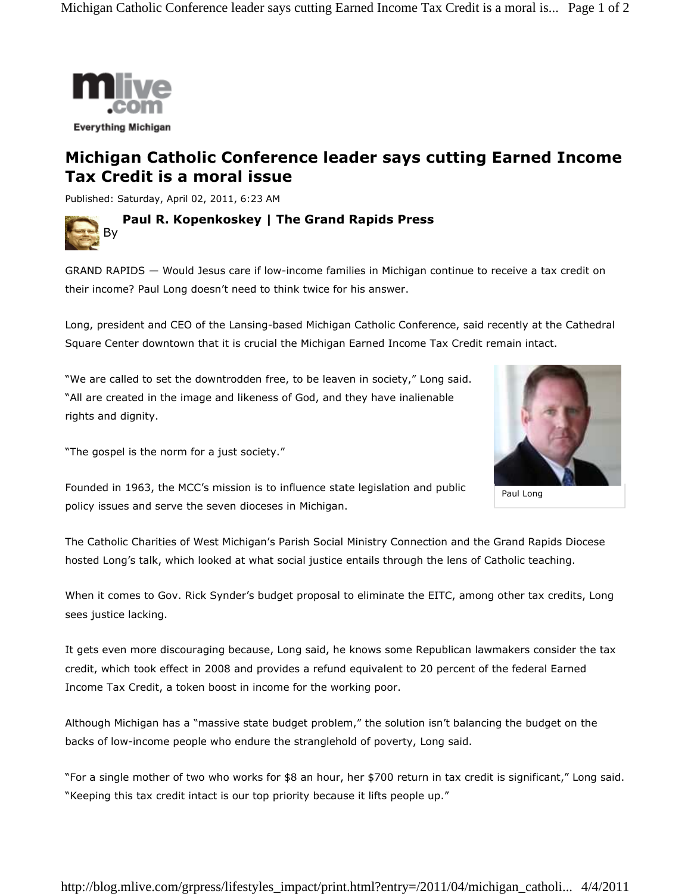mlive.com

Everything Michigan

# Michigan Catholic Conference leader says cutting Earned Income Tax Credit is a moral issue

Published: Saturday, April 02, 2011, 6:23 AM

By **Paul R. Kopenkoskey | The Grand Rapids Press**

GRAND RAPIDS — Would Jesus care if low-income families in Michigan continue to receive a tax credit on their income? Paul Long doesn't need to think twice for his answer.

Long, president and CEO of the Lansing-based Michigan Catholic Conference, said recently at the Cathedral Square Center downtown that it is crucial the Michigan Earned Income Tax Credit remain intact.

"We are called to set the downtrodden free, to be leaven in society," Long said. "All are created in the image and likeness of God, and they have inalienable rights and dignity.

"The gospel is the norm for a just society."

Paul Long

Founded in 1963, the MCC's mission is to influence state legislation and public policy issues and serve the seven dioceses in Michigan.

The Catholic Charities of West Michigan's Parish Social Ministry Connection and the Grand Rapids Diocese hosted Long's talk, which looked at what social justice entails through the lens of Catholic teaching.

When it comes to Gov. Rick Synder's budget proposal to eliminate the EITC, among other tax credits, Long sees justice lacking.

It gets even more discouraging because, Long said, he knows some Republican lawmakers consider the tax credit, which took effect in 2008 and provides a refund equivalent to 20 percent of the federal Earned Income Tax Credit, a token boost in income for the working poor.

Although Michigan has a "massive state budget problem," the solution isn't balancing the budget on the backs of low-income people who endure the stranglehold of poverty, Long said.

"For a single mother of two who works for $8 an hour, her $700 return in tax credit is significant," Long said. "Keeping this tax credit intact is our top priority because it lifts people up."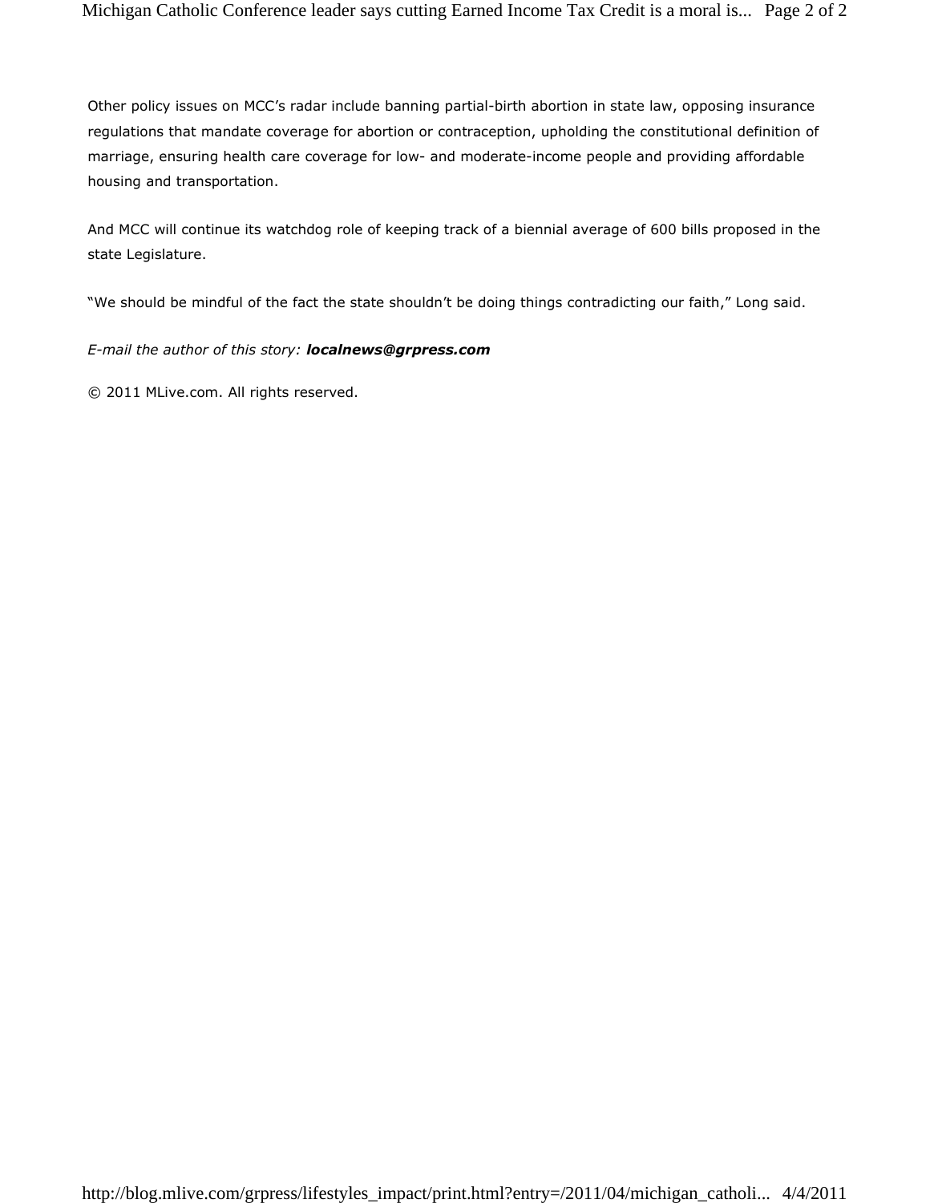Other policy issues on MCC's radar include banning partial-birth abortion in state law, opposing insurance regulations that mandate coverage for abortion or contraception, upholding the constitutional definition of marriage, ensuring health care coverage for low- and moderate-income people and providing affordable housing and transportation.

And MCC will continue its watchdog role of keeping track of a biennial average of 600 bills proposed in the state Legislature.

"We should be mindful of the fact the state shouldn't be doing things contradicting our faith," Long said.

*E-mail the author of this story:* ***localnews@grpress.com***

© 2011 MLive.com. All rights reserved.